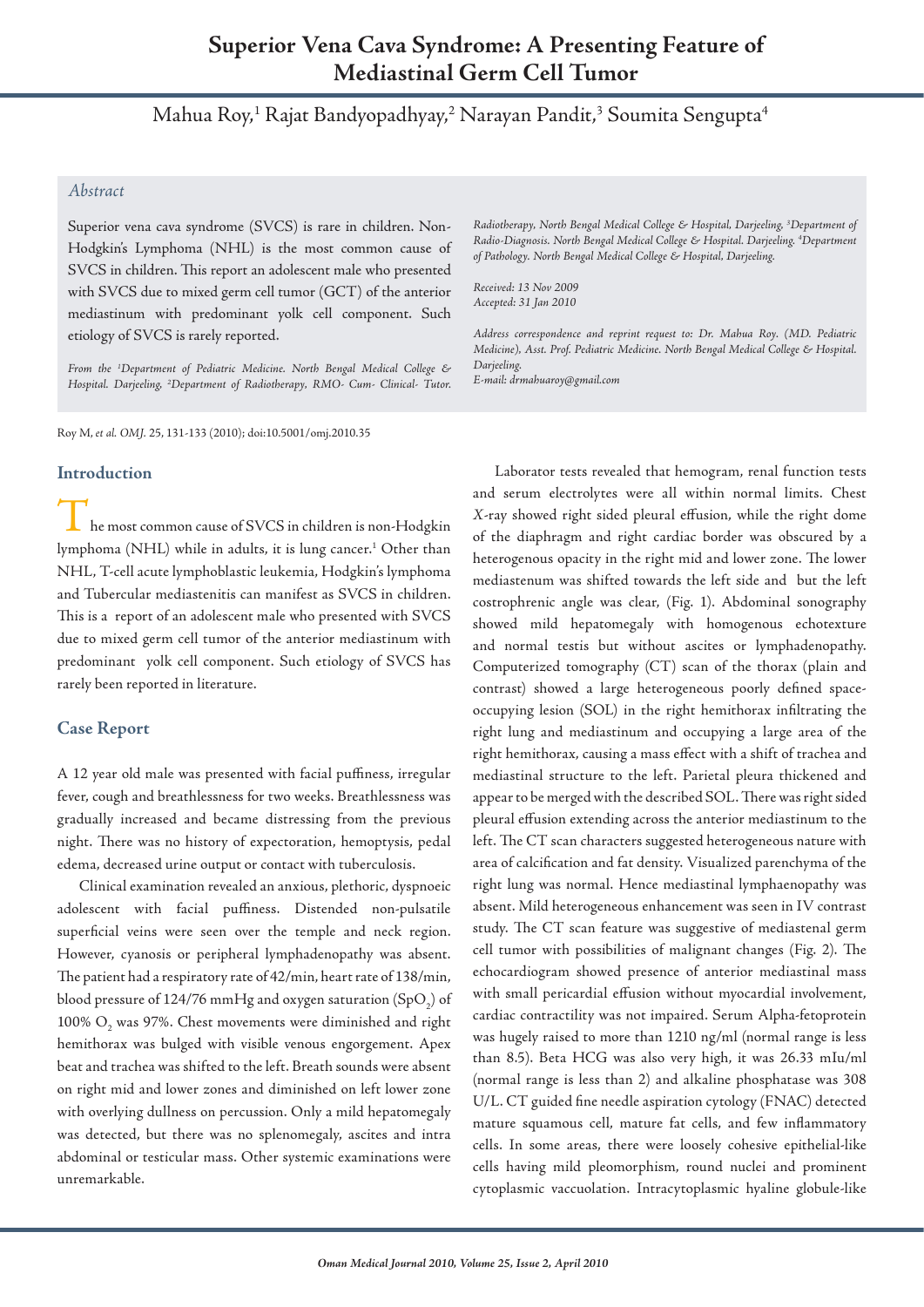# Superior Vena Cava Syndrome: A Presenting Feature of Mediastinal Germ Cell Tumor

Mahua Roy,[1] Rajat Bandyopadhyay,[2] Narayan Pandit,[3] Soumita Sengupta[4]

## Abstract

Superior vena cava syndrome (SVCS) is rare in children. Non-Hodgkin's Lymphoma (NHL) is the most common cause of SVCS in children. This report an adolescent male who presented with SVCS due to mixed germ cell tumor (GCT) of the anterior mediastinum with predominant yolk cell component. Such etiology of SVCS is rarely reported.

*From the [1]Department of Pediatric Medicine. North Bengal Medical College & Hospital. Darjeeling. [2]Department of Radiotherapy, RMO- Cum- Clinical- Tutor. Radiotherapy, North Bengal Medical College & Hospital, Darjeeling. [3]Department of Radio-Diagnosis. North Bengal Medical College & Hospital. Darjeeling. [4]Department of Pathology. North Bengal Medical College & Hospital, Darjeeling.*

*Received: 13 Nov 2009*
*Accepted: 31 Jan 2010*

*Address correspondence and reprint request to: Dr. Mahua Roy. (MD. Pediatric Medicine), Asst. Prof. Pediatric Medicine. North Bengal Medical College & Hospital. Darjeeling.*
*E-mail: drmahuaroy@gmail.com*

Roy M, *et al. OMJ.* 25, 131-133 (2010); doi:10.5001/omj.2010.35

## Introduction

The most common cause of SVCS in children is non-Hodgkin lymphoma (NHL) while in adults, it is lung cancer.[1] Other than NHL, T-cell acute lymphoblastic leukemia, Hodgkin's lymphoma and Tubercular mediastenitis can manifest as SVCS in children. This is a report of an adolescent male who presented with SVCS due to mixed germ cell tumor of the anterior mediastinum with predominant yolk cell component. Such etiology of SVCS has rarely been reported in literature.

## Case Report

A 12 year old male was presented with facial puffiness, irregular fever, cough and breathlessness for two weeks. Breathlessness was gradually increased and became distressing from the previous night. There was no history of expectoration, hemoptysis, pedal edema, decreased urine output or contact with tuberculosis.

Clinical examination revealed an anxious, plethoric, dyspnoeic adolescent with facial puffiness. Distended non-pulsatile superficial veins were seen over the temple and neck region. However, cyanosis or peripheral lymphadenopathy was absent. The patient had a respiratory rate of 42/min, heart rate of 138/min, blood pressure of 124/76 mmHg and oxygen saturation ($SpO_2$) of 100% $O_2$ was 97%. Chest movements were diminished and right hemithorax was bulged with visible venous engorgement. Apex beat and trachea was shifted to the left. Breath sounds were absent on right mid and lower zones and diminished on left lower zone with overlying dullness on percussion. Only a mild hepatomegaly was detected, but there was no splenomegaly, ascites and intra abdominal or testicular mass. Other systemic examinations were unremarkable.

Laborator tests revealed that hemogram, renal function tests and serum electrolytes were all within normal limits. Chest X-ray showed right sided pleural effusion, while the right dome of the diaphragm and right cardiac border was obscured by a heterogenous opacity in the right mid and lower zone. The lower mediastenum was shifted towards the left side and but the left costrophrenic angle was clear, (Fig. 1). Abdominal sonography showed mild hepatomegaly with homogenous echotexture and normal testis but without ascites or lymphadenopathy. Computerized tomography (CT) scan of the thorax (plain and contrast) showed a large heterogeneous poorly defined space-occupying lesion (SOL) in the right hemithorax infiltrating the right lung and mediastinum and occupying a large area of the right hemithorax, causing a mass effect with a shift of trachea and mediastinal structure to the left. Parietal pleura thickened and appear to be merged with the described SOL. There was right sided pleural effusion extending across the anterior mediastinum to the left. The CT scan characters suggested heterogeneous nature with area of calcification and fat density. Visualized parenchyma of the right lung was normal. Hence mediastinal lymphaenopathy was absent. Mild heterogeneous enhancement was seen in IV contrast study. The CT scan feature was suggestive of mediastenal germ cell tumor with possibilities of malignant changes (Fig. 2). The echocardiogram showed presence of anterior mediastinal mass with small pericardial effusion without myocardial involvement, cardiac contractility was not impaired. Serum Alpha-fetoprotein was hugely raised to more than 1210 ng/ml (normal range is less than 8.5). Beta HCG was also very high, it was 26.33 mIu/ml (normal range is less than 2) and alkaline phosphatase was 308 U/L. CT guided fine needle aspiration cytology (FNAC) detected mature squamous cell, mature fat cells, and few inflammatory cells. In some areas, there were loosely cohesive epithelial-like cells having mild pleomorphism, round nuclei and prominent cytoplasmic vaccuolation. Intracytoplasmic hyaline globule-like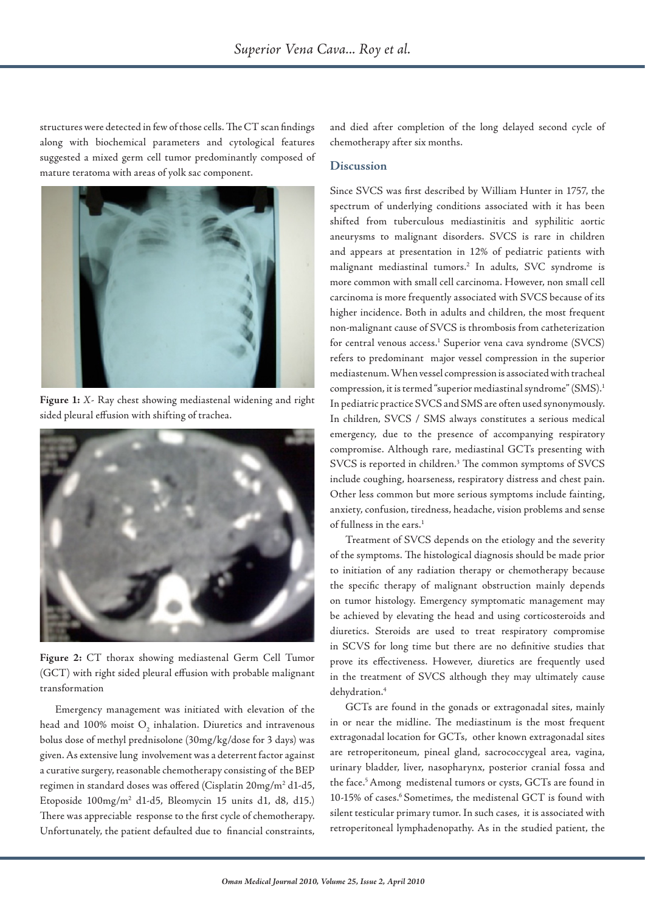structures were detected in few of those cells. The CT scan findings along with biochemical parameters and cytological features suggested a mixed germ cell tumor predominantly composed of mature teratoma with areas of yolk sac component.

**Figure 1:** *X*- Ray chest showing mediastenal widening and right sided pleural effusion with shifting of trachea.

**Figure 2:** CT thorax showing mediastenal Germ Cell Tumor (GCT) with right sided pleural effusion with probable malignant transformation

Emergency management was initiated with elevation of the head and 100% moist $O_2$ inhalation. Diuretics and intravenous bolus dose of methyl prednisolone (30mg/kg/dose for 3 days) was given. As extensive lung involvement was a deterrent factor against a curative surgery, reasonable chemotherapy consisting of the BEP regimen in standard doses was offered (Cisplatin 20mg/m$^2$ d1-d5, Etoposide 100mg/m$^2$ d1-d5, Bleomycin 15 units d1, d8, d15.) There was appreciable response to the first cycle of chemotherapy. Unfortunately, the patient defaulted due to financial constraints, and died after completion of the long delayed second cycle of chemotherapy after six months.

## Discussion

Since SVCS was first described by William Hunter in 1757, the spectrum of underlying conditions associated with it has been shifted from tuberculous mediastinitis and syphilitic aortic aneurysms to malignant disorders. SVCS is rare in children and appears at presentation in 12% of pediatric patients with malignant mediastinal tumors.[2] In adults, SVC syndrome is more common with small cell carcinoma. However, non small cell carcinoma is more frequently associated with SVCS because of its higher incidence. Both in adults and children, the most frequent non-malignant cause of SVCS is thrombosis from catheterization for central venous access.[1] Superior vena cava syndrome (SVCS) refers to predominant major vessel compression in the superior mediastenum. When vessel compression is associated with tracheal compression, it is termed "superior mediastinal syndrome" (SMS).[1] In pediatric practice SVCS and SMS are often used synonymously. In children, SVCS / SMS always constitutes a serious medical emergency, due to the presence of accompanying respiratory compromise. Although rare, mediastinal GCTs presenting with SVCS is reported in children.[3] The common symptoms of SVCS include coughing, hoarseness, respiratory distress and chest pain. Other less common but more serious symptoms include fainting, anxiety, confusion, tiredness, headache, vision problems and sense of fullness in the ears.[1]

Treatment of SVCS depends on the etiology and the severity of the symptoms. The histological diagnosis should be made prior to initiation of any radiation therapy or chemotherapy because the specific therapy of malignant obstruction mainly depends on tumor histology. Emergency symptomatic management may be achieved by elevating the head and using corticosteroids and diuretics. Steroids are used to treat respiratory compromise in SCVS for long time but there are no definitive studies that prove its effectiveness. However, diuretics are frequently used in the treatment of SVCS although they may ultimately cause dehydration.[4]

GCTs are found in the gonads or extragonadal sites, mainly in or near the midline. The mediastinum is the most frequent extragonadal location for GCTs, other known extragonadal sites are retroperitoneum, pineal gland, sacrococcygeal area, vagina, urinary bladder, liver, nasopharynx, posterior cranial fossa and the face.[5] Among medistenal tumors or cysts, GCTs are found in 10-15% of cases.[6] Sometimes, the medistenal GCT is found with silent testicular primary tumor. In such cases, it is associated with retroperitoneal lymphadenopathy. As in the studied patient, the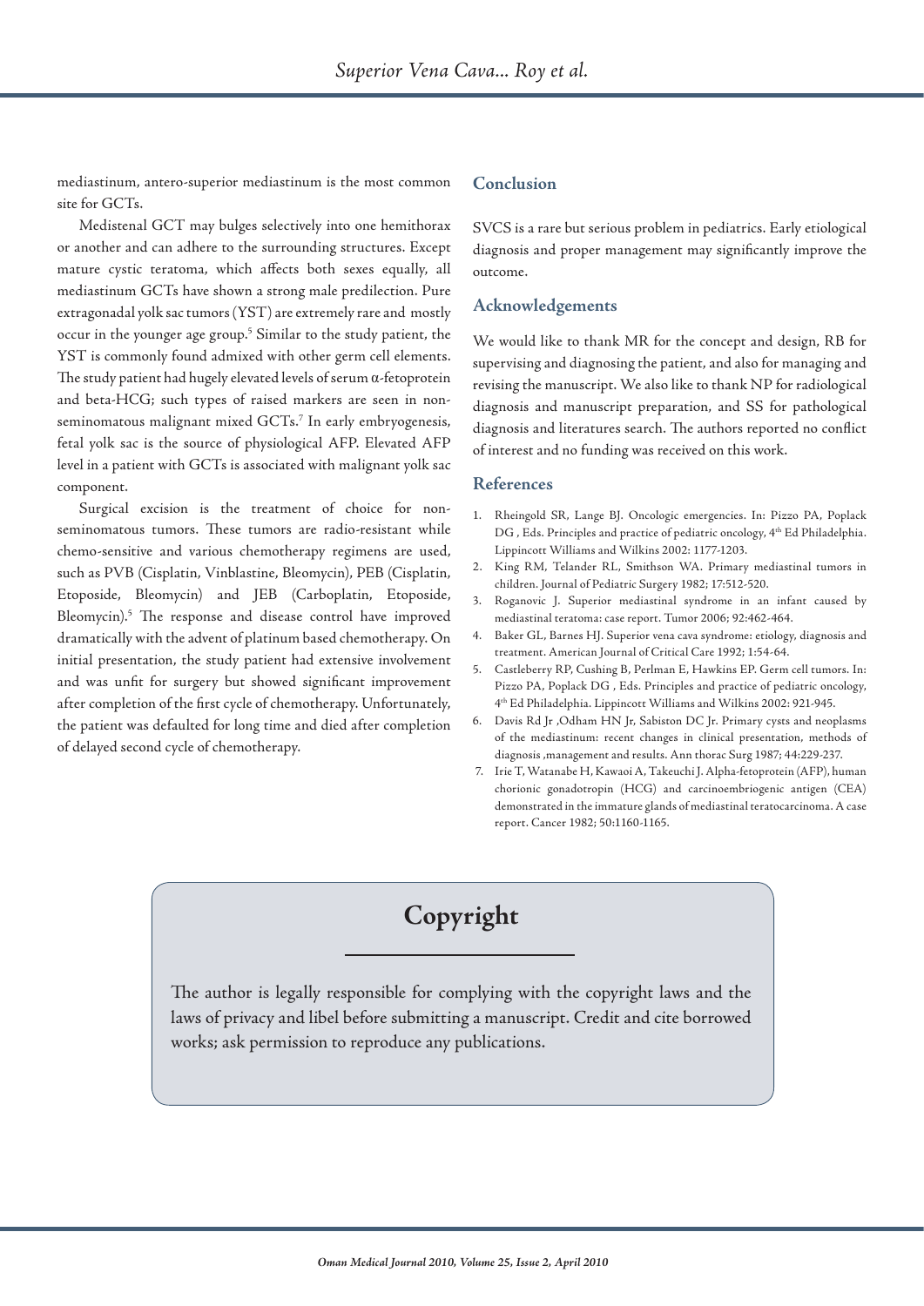mediastinum, antero-superior mediastinum is the most common site for GCTs.

Medistenal GCT may bulges selectively into one hemithorax or another and can adhere to the surrounding structures. Except mature cystic teratoma, which affects both sexes equally, all mediastinum GCTs have shown a strong male predilection. Pure extragonadal yolk sac tumors (YST) are extremely rare and mostly occur in the younger age group.[5] Similar to the study patient, the YST is commonly found admixed with other germ cell elements. The study patient had hugely elevated levels of serum α-fetoprotein and beta-HCG; such types of raised markers are seen in non-seminomatous malignant mixed GCTs.[7] In early embryogenesis, fetal yolk sac is the source of physiological AFP. Elevated AFP level in a patient with GCTs is associated with malignant yolk sac component.

Surgical excision is the treatment of choice for non-seminomatous tumors. These tumors are radio-resistant while chemo-sensitive and various chemotherapy regimens are used, such as PVB (Cisplatin, Vinblastine, Bleomycin), PEB (Cisplatin, Etoposide, Bleomycin) and JEB (Carboplatin, Etoposide, Bleomycin).[5] The response and disease control have improved dramatically with the advent of platinum based chemotherapy. On initial presentation, the study patient had extensive involvement and was unfit for surgery but showed significant improvement after completion of the first cycle of chemotherapy. Unfortunately, the patient was defaulted for long time and died after completion of delayed second cycle of chemotherapy.

## Conclusion

SVCS is a rare but serious problem in pediatrics. Early etiological diagnosis and proper management may significantly improve the outcome.

## Acknowledgements

We would like to thank MR for the concept and design, RB for supervising and diagnosing the patient, and also for managing and revising the manuscript. We also like to thank NP for radiological diagnosis and manuscript preparation, and SS for pathological diagnosis and literatures search. The authors reported no conflict of interest and no funding was received on this work.

## References

1. Rheingold SR, Lange BJ. Oncologic emergencies. In: Pizzo PA, Poplack DG , Eds. Principles and practice of pediatric oncology, 4th Ed Philadelphia. Lippincott Williams and Wilkins 2002: 1177-1203.
2. King RM, Telander RL, Smithson WA. Primary mediastinal tumors in children. Journal of Pediatric Surgery 1982; 17:512-520.
3. Roganovic J. Superior mediastinal syndrome in an infant caused by mediastinal teratoma: case report. Tumor 2006; 92:462-464.
4. Baker GL, Barnes HJ. Superior vena cava syndrome: etiology, diagnosis and treatment. American Journal of Critical Care 1992; 1:54-64.
5. Castleberry RP, Cushing B, Perlman E, Hawkins EP. Germ cell tumors. In: Pizzo PA, Poplack DG , Eds. Principles and practice of pediatric oncology, 4th Ed Philadelphia. Lippincott Williams and Wilkins 2002: 921-945.
6. Davis Rd Jr ,Odham HN Jr, Sabiston DC Jr. Primary cysts and neoplasms of the mediastinum: recent changes in clinical presentation, methods of diagnosis ,management and results. Ann thorac Surg 1987; 44:229-237.
7. Irie T, Watanabe H, Kawaoi A, Takeuchi J. Alpha-fetoprotein (AFP), human chorionic gonadotropin (HCG) and carcinoembriogenic antigen (CEA) demonstrated in the immature glands of mediastinal teratocarcinoma. A case report. Cancer 1982; 50:1160-1165.

## Copyright

The author is legally responsible for complying with the copyright laws and the laws of privacy and libel before submitting a manuscript. Credit and cite borrowed works; ask permission to reproduce any publications.